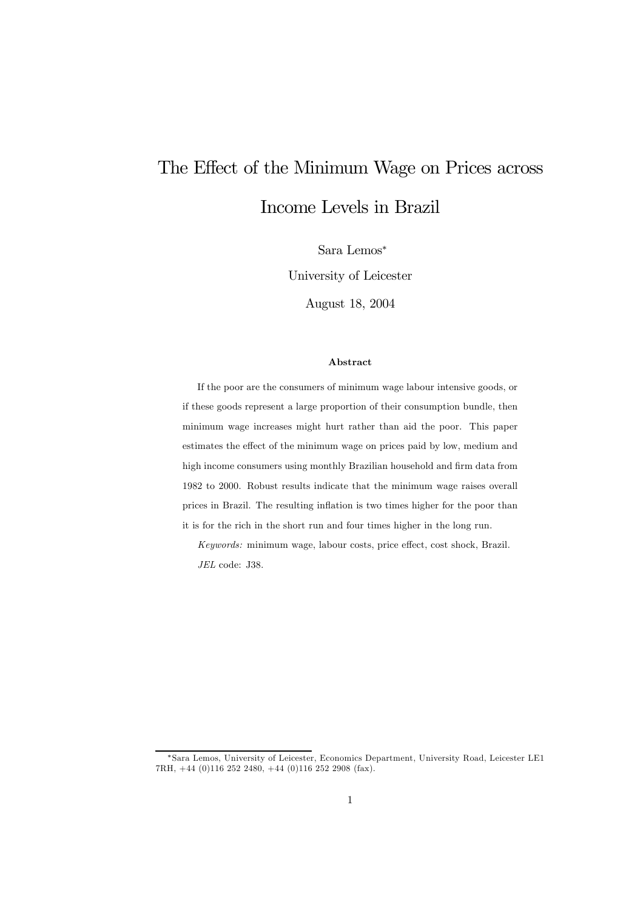# The Effect of the Minimum Wage on Prices across Income Levels in Brazil

Sara Lemos*

University of Leicester

August 18, 2004

### Abstract

If the poor are the consumers of minimum wage labour intensive goods, or if these goods represent a large proportion of their consumption bundle, then minimum wage increases might hurt rather than aid the poor. This paper estimates the effect of the minimum wage on prices paid by low, medium and high income consumers using monthly Brazilian household and firm data from 1982 to 2000. Robust results indicate that the minimum wage raises overall prices in Brazil. The resulting inflation is two times higher for the poor than it is for the rich in the short run and four times higher in the long run.

*Keywords:* minimum wage, labour costs, price effect, cost shock, Brazil.

*JEL* code: J38.

---

*Sara Lemos, University of Leicester, Economics Department, University Road, Leicester LE1 7RH, +44 (0)116 252 2480, +44 (0)116 252 2908 (fax).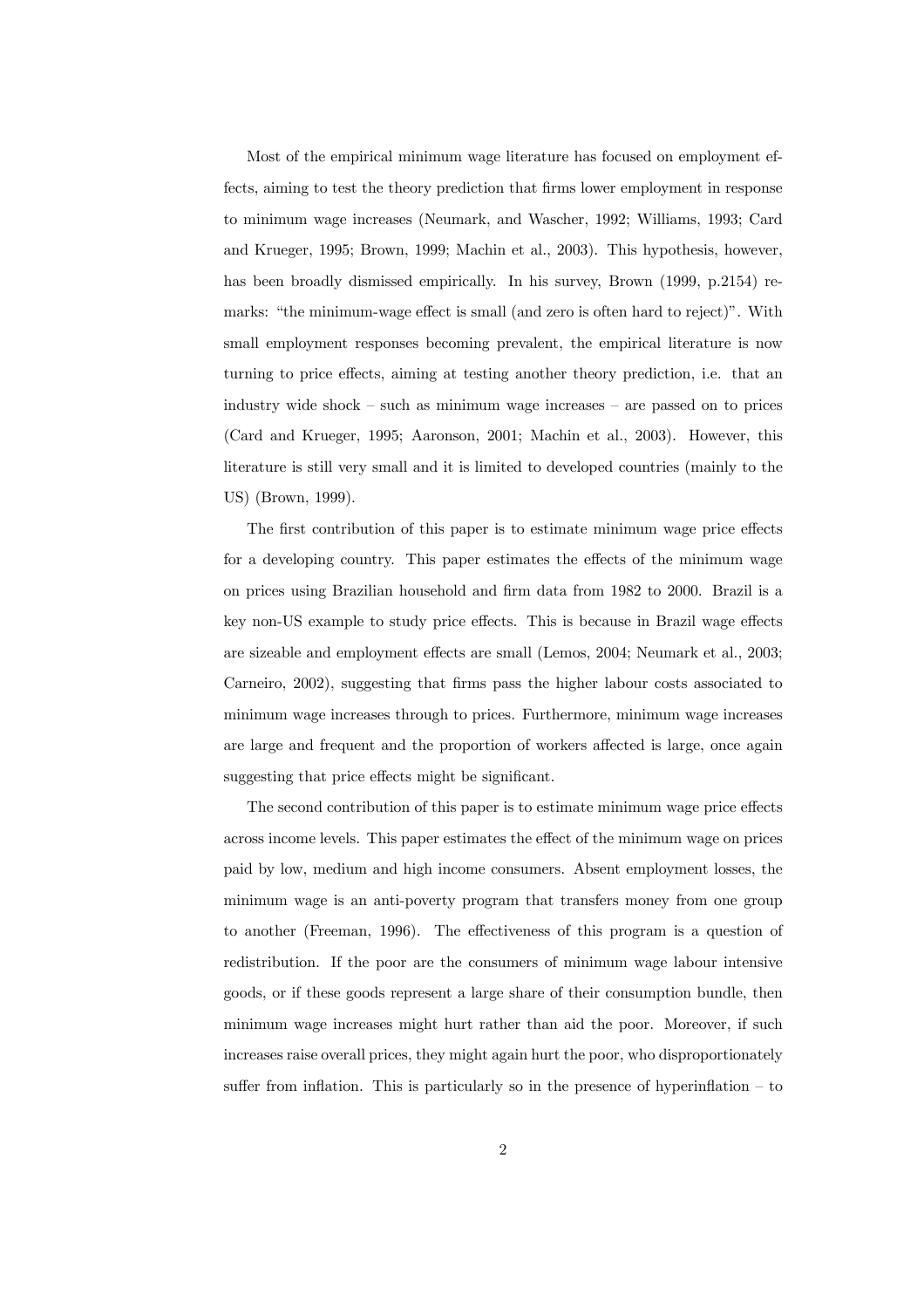Most of the empirical minimum wage literature has focused on employment effects, aiming to test the theory prediction that firms lower employment in response to minimum wage increases (Neumark, and Wascher, 1992; Williams, 1993; Card and Krueger, 1995; Brown, 1999; Machin et al., 2003). This hypothesis, however, has been broadly dismissed empirically. In his survey, Brown (1999, p.2154) remarks: "the minimum-wage effect is small (and zero is often hard to reject)". With small employment responses becoming prevalent, the empirical literature is now turning to price effects, aiming at testing another theory prediction, i.e. that an industry wide shock – such as minimum wage increases – are passed on to prices (Card and Krueger, 1995; Aaronson, 2001; Machin et al., 2003). However, this literature is still very small and it is limited to developed countries (mainly to the US) (Brown, 1999).

The first contribution of this paper is to estimate minimum wage price effects for a developing country. This paper estimates the effects of the minimum wage on prices using Brazilian household and firm data from 1982 to 2000. Brazil is a key non-US example to study price effects. This is because in Brazil wage effects are sizeable and employment effects are small (Lemos, 2004; Neumark et al., 2003; Carneiro, 2002), suggesting that firms pass the higher labour costs associated to minimum wage increases through to prices. Furthermore, minimum wage increases are large and frequent and the proportion of workers affected is large, once again suggesting that price effects might be significant.

The second contribution of this paper is to estimate minimum wage price effects across income levels. This paper estimates the effect of the minimum wage on prices paid by low, medium and high income consumers. Absent employment losses, the minimum wage is an anti-poverty program that transfers money from one group to another (Freeman, 1996). The effectiveness of this program is a question of redistribution. If the poor are the consumers of minimum wage labour intensive goods, or if these goods represent a large share of their consumption bundle, then minimum wage increases might hurt rather than aid the poor. Moreover, if such increases raise overall prices, they might again hurt the poor, who disproportionately suffer from inflation. This is particularly so in the presence of hyperinflation – to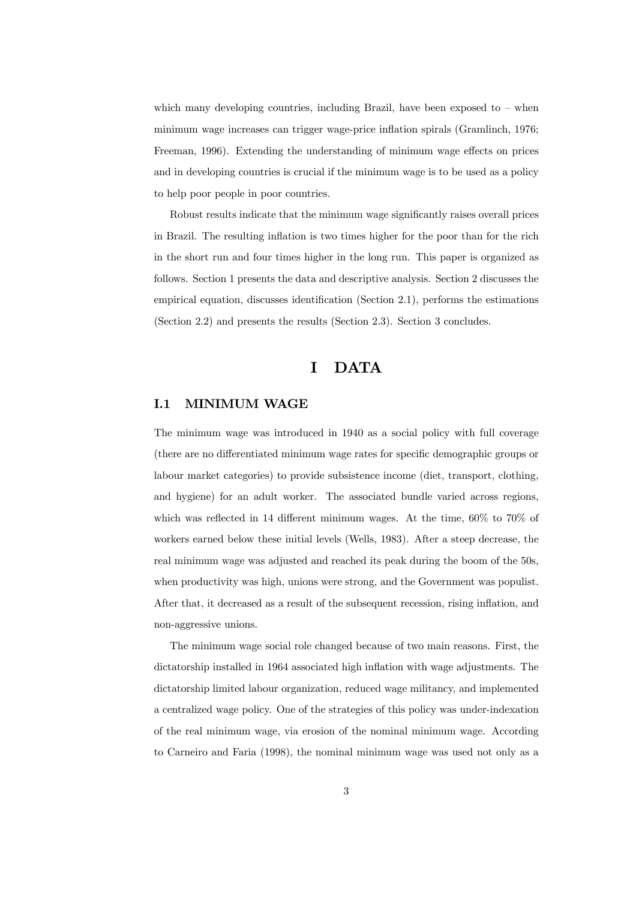which many developing countries, including Brazil, have been exposed to – when minimum wage increases can trigger wage-price inflation spirals (Gramlinch, 1976; Freeman, 1996). Extending the understanding of minimum wage effects on prices and in developing countries is crucial if the minimum wage is to be used as a policy to help poor people in poor countries.

Robust results indicate that the minimum wage significantly raises overall prices in Brazil. The resulting inflation is two times higher for the poor than for the rich in the short run and four times higher in the long run. This paper is organized as follows. Section 1 presents the data and descriptive analysis. Section 2 discusses the empirical equation, discusses identification (Section 2.1), performs the estimations (Section 2.2) and presents the results (Section 2.3). Section 3 concludes.

# I DATA

## I.1 MINIMUM WAGE

The minimum wage was introduced in 1940 as a social policy with full coverage (there are no differentiated minimum wage rates for specific demographic groups or labour market categories) to provide subsistence income (diet, transport, clothing, and hygiene) for an adult worker. The associated bundle varied across regions, which was reflected in 14 different minimum wages. At the time, 60% to 70% of workers earned below these initial levels (Wells, 1983). After a steep decrease, the real minimum wage was adjusted and reached its peak during the boom of the 50s, when productivity was high, unions were strong, and the Government was populist. After that, it decreased as a result of the subsequent recession, rising inflation, and non-aggressive unions.

The minimum wage social role changed because of two main reasons. First, the dictatorship installed in 1964 associated high inflation with wage adjustments. The dictatorship limited labour organization, reduced wage militancy, and implemented a centralized wage policy. One of the strategies of this policy was under-indexation of the real minimum wage, via erosion of the nominal minimum wage. According to Carneiro and Faria (1998), the nominal minimum wage was used not only as a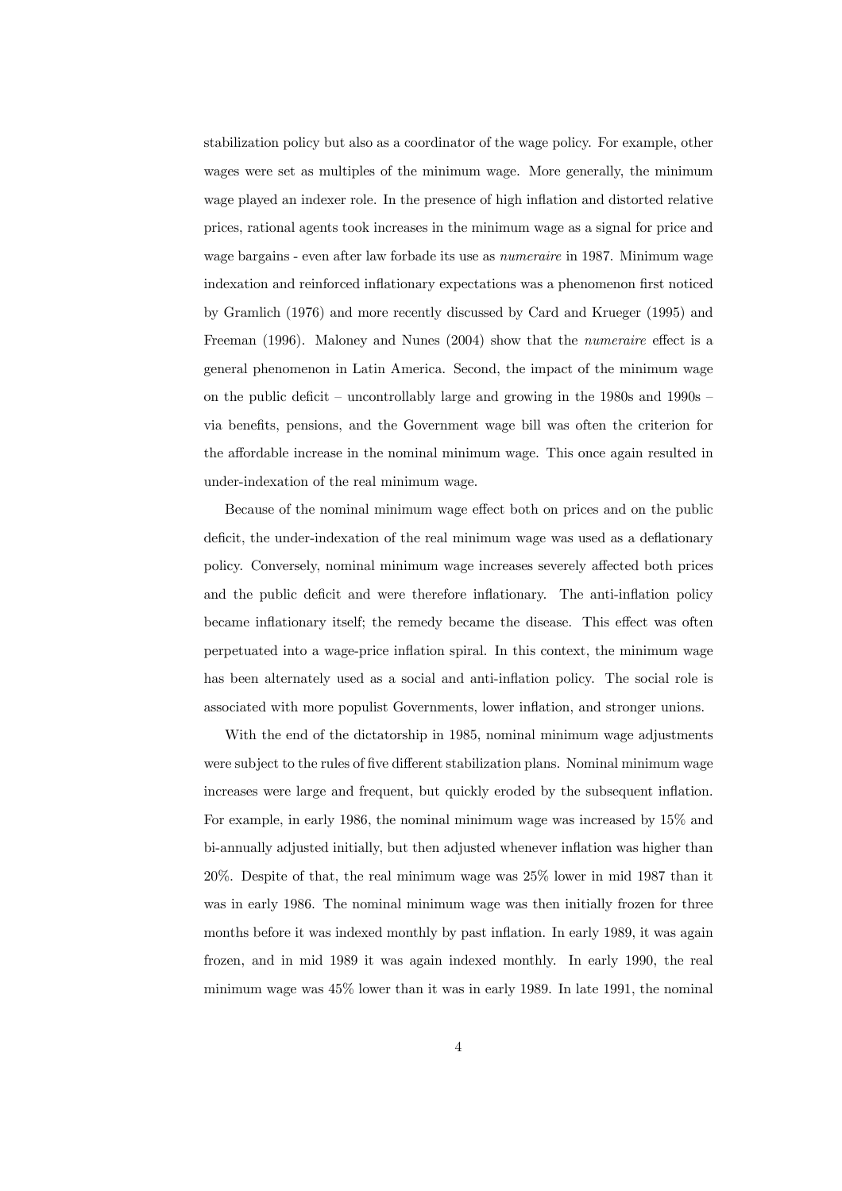stabilization policy but also as a coordinator of the wage policy. For example, other wages were set as multiples of the minimum wage. More generally, the minimum wage played an indexer role. In the presence of high inflation and distorted relative prices, rational agents took increases in the minimum wage as a signal for price and wage bargains - even after law forbade its use as *numeraire* in 1987. Minimum wage indexation and reinforced inflationary expectations was a phenomenon first noticed by Gramlich (1976) and more recently discussed by Card and Krueger (1995) and Freeman (1996). Maloney and Nunes (2004) show that the *numeraire* effect is a general phenomenon in Latin America. Second, the impact of the minimum wage on the public deficit – uncontrollably large and growing in the 1980s and 1990s – via benefits, pensions, and the Government wage bill was often the criterion for the affordable increase in the nominal minimum wage. This once again resulted in under-indexation of the real minimum wage.

Because of the nominal minimum wage effect both on prices and on the public deficit, the under-indexation of the real minimum wage was used as a deflationary policy. Conversely, nominal minimum wage increases severely affected both prices and the public deficit and were therefore inflationary. The anti-inflation policy became inflationary itself; the remedy became the disease. This effect was often perpetuated into a wage-price inflation spiral. In this context, the minimum wage has been alternately used as a social and anti-inflation policy. The social role is associated with more populist Governments, lower inflation, and stronger unions.

With the end of the dictatorship in 1985, nominal minimum wage adjustments were subject to the rules of five different stabilization plans. Nominal minimum wage increases were large and frequent, but quickly eroded by the subsequent inflation. For example, in early 1986, the nominal minimum wage was increased by 15% and bi-annually adjusted initially, but then adjusted whenever inflation was higher than 20%. Despite of that, the real minimum wage was 25% lower in mid 1987 than it was in early 1986. The nominal minimum wage was then initially frozen for three months before it was indexed monthly by past inflation. In early 1989, it was again frozen, and in mid 1989 it was again indexed monthly. In early 1990, the real minimum wage was 45% lower than it was in early 1989. In late 1991, the nominal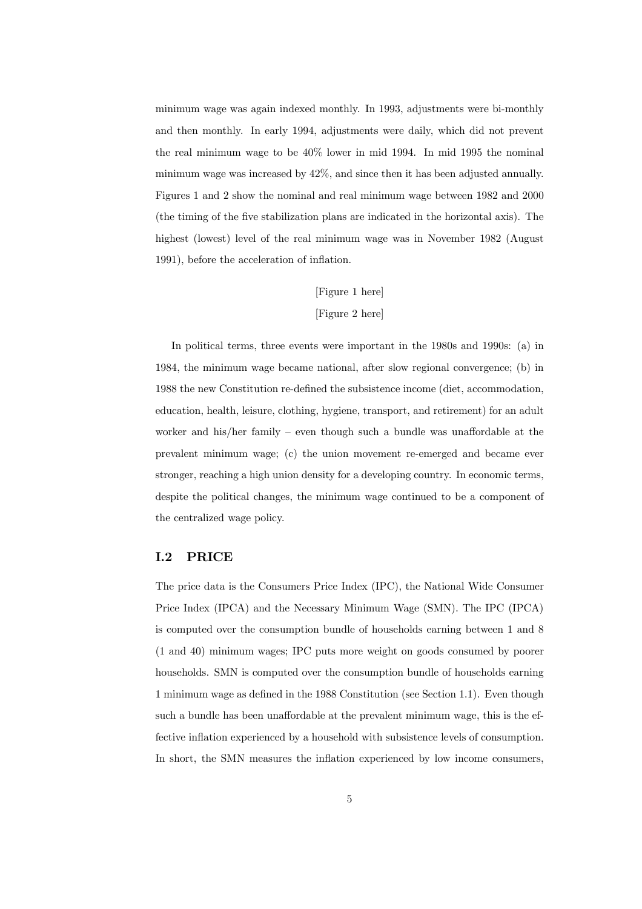minimum wage was again indexed monthly. In 1993, adjustments were bi-monthly and then monthly. In early 1994, adjustments were daily, which did not prevent the real minimum wage to be 40% lower in mid 1994. In mid 1995 the nominal minimum wage was increased by 42%, and since then it has been adjusted annually. Figures 1 and 2 show the nominal and real minimum wage between 1982 and 2000 (the timing of the five stabilization plans are indicated in the horizontal axis). The highest (lowest) level of the real minimum wage was in November 1982 (August 1991), before the acceleration of inflation.

[Figure 1 here]

[Figure 2 here]

In political terms, three events were important in the 1980s and 1990s: (a) in 1984, the minimum wage became national, after slow regional convergence; (b) in 1988 the new Constitution re-defined the subsistence income (diet, accommodation, education, health, leisure, clothing, hygiene, transport, and retirement) for an adult worker and his/her family – even though such a bundle was unaffordable at the prevalent minimum wage; (c) the union movement re-emerged and became ever stronger, reaching a high union density for a developing country. In economic terms, despite the political changes, the minimum wage continued to be a component of the centralized wage policy.

## I.2 PRICE

The price data is the Consumers Price Index (IPC), the National Wide Consumer Price Index (IPCA) and the Necessary Minimum Wage (SMN). The IPC (IPCA) is computed over the consumption bundle of households earning between 1 and 8 (1 and 40) minimum wages; IPC puts more weight on goods consumed by poorer households. SMN is computed over the consumption bundle of households earning 1 minimum wage as defined in the 1988 Constitution (see Section 1.1). Even though such a bundle has been unaffordable at the prevalent minimum wage, this is the effective inflation experienced by a household with subsistence levels of consumption. In short, the SMN measures the inflation experienced by low income consumers,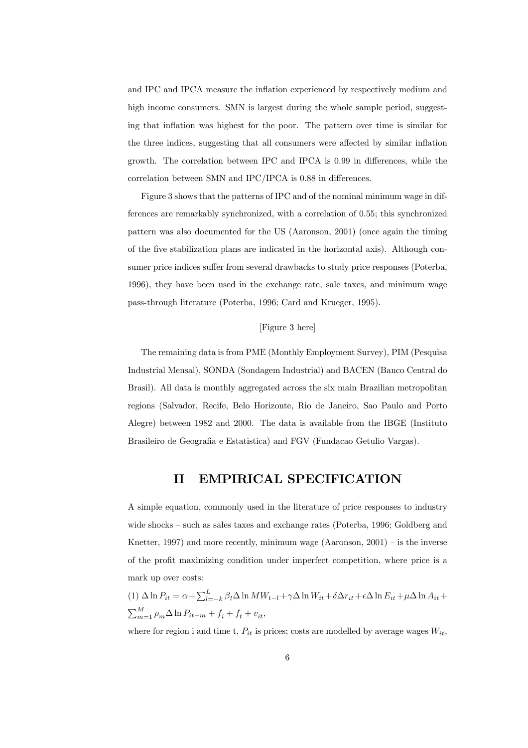and IPC and IPCA measure the inflation experienced by respectively medium and high income consumers. SMN is largest during the whole sample period, suggesting that inflation was highest for the poor. The pattern over time is similar for the three indices, suggesting that all consumers were affected by similar inflation growth. The correlation between IPC and IPCA is 0.99 in differences, while the correlation between SMN and IPC/IPCA is 0.88 in differences.

Figure 3 shows that the patterns of IPC and of the nominal minimum wage in differences are remarkably synchronized, with a correlation of 0.55; this synchronized pattern was also documented for the US (Aaronson, 2001) (once again the timing of the five stabilization plans are indicated in the horizontal axis). Although consumer price indices suffer from several drawbacks to study price responses (Poterba, 1996), they have been used in the exchange rate, sale taxes, and minimum wage pass-through literature (Poterba, 1996; Card and Krueger, 1995).

[Figure 3 here]

The remaining data is from PME (Monthly Employment Survey), PIM (Pesquisa Industrial Mensal), SONDA (Sondagem Industrial) and BACEN (Banco Central do Brasil). All data is monthly aggregated across the six main Brazilian metropolitan regions (Salvador, Recife, Belo Horizonte, Rio de Janeiro, Sao Paulo and Porto Alegre) between 1982 and 2000. The data is available from the IBGE (Instituto Brasileiro de Geografia e Estatistica) and FGV (Fundacao Getulio Vargas).

# II EMPIRICAL SPECIFICATION

A simple equation, commonly used in the literature of price responses to industry wide shocks – such as sales taxes and exchange rates (Poterba, 1996; Goldberg and Knetter, 1997) and more recently, minimum wage (Aaronson, 2001) – is the inverse of the profit maximizing condition under imperfect competition, where price is a mark up over costs:

(1) $\Delta \ln P_{it} = \alpha + \sum_{l=-k}^{L} \beta_l \Delta \ln MW_{t-l} + \gamma \Delta \ln W_{it} + \delta \Delta r_{it} + \epsilon \Delta \ln E_{it} + \mu \Delta \ln A_{it} + \sum_{m=1}^{M} \rho_m \Delta \ln P_{it-m} + f_i + f_t + v_{it}$,

where for region i and time t, $P_{it}$ is prices; costs are modelled by average wages $W_{it}$,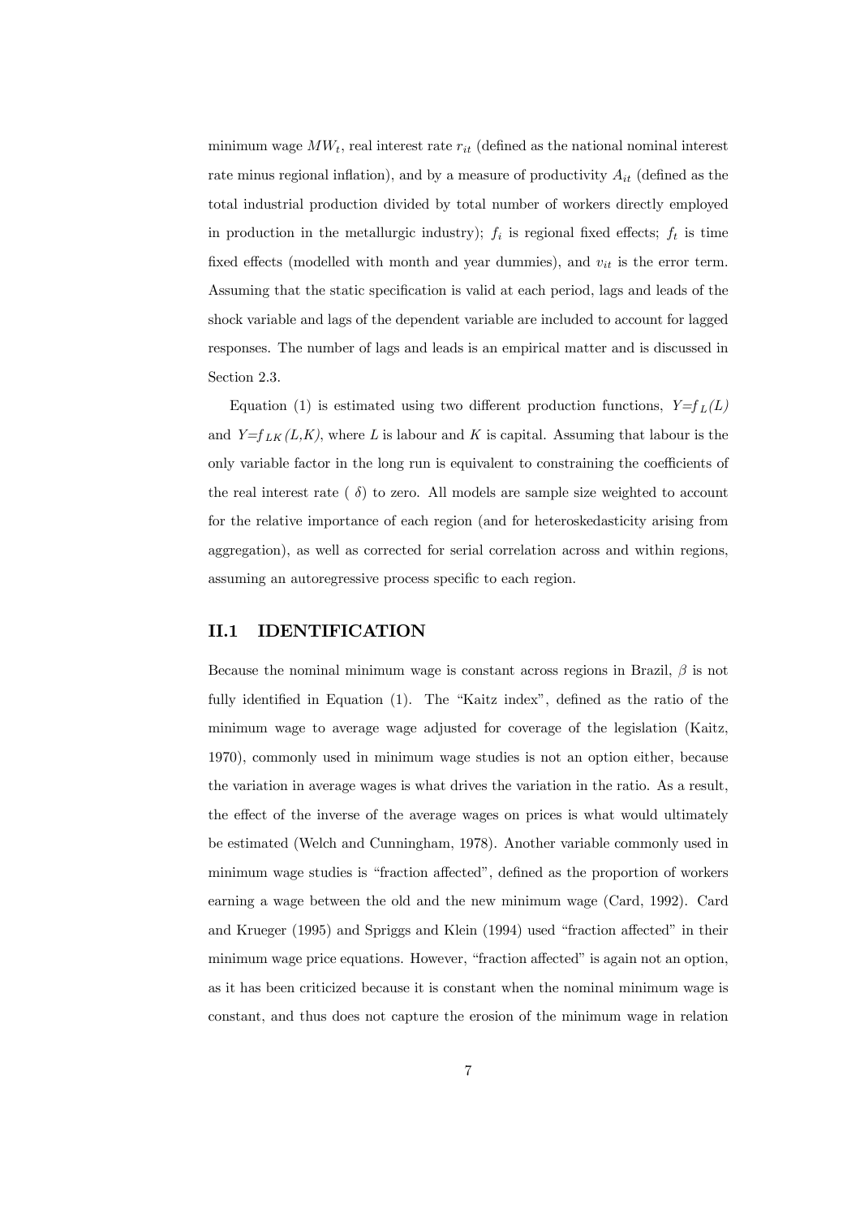minimum wage $MW_t$, real interest rate $r_{it}$ (defined as the national nominal interest rate minus regional inflation), and by a measure of productivity $A_{it}$ (defined as the total industrial production divided by total number of workers directly employed in production in the metallurgic industry); $f_i$ is regional fixed effects; $f_t$ is time fixed effects (modelled with month and year dummies), and $v_{it}$ is the error term. Assuming that the static specification is valid at each period, lags and leads of the shock variable and lags of the dependent variable are included to account for lagged responses. The number of lags and leads is an empirical matter and is discussed in Section 2.3.

Equation (1) is estimated using two different production functions, $Y=f_L(L)$ and $Y=f_{LK}(L,K)$, where $L$ is labour and $K$ is capital. Assuming that labour is the only variable factor in the long run is equivalent to constraining the coefficients of the real interest rate ( $\delta$) to zero. All models are sample size weighted to account for the relative importance of each region (and for heteroskedasticity arising from aggregation), as well as corrected for serial correlation across and within regions, assuming an autoregressive process specific to each region.

## II.1 IDENTIFICATION

Because the nominal minimum wage is constant across regions in Brazil, $\beta$ is not fully identified in Equation (1). The "Kaitz index", defined as the ratio of the minimum wage to average wage adjusted for coverage of the legislation (Kaitz, 1970), commonly used in minimum wage studies is not an option either, because the variation in average wages is what drives the variation in the ratio. As a result, the effect of the inverse of the average wages on prices is what would ultimately be estimated (Welch and Cunningham, 1978). Another variable commonly used in minimum wage studies is "fraction affected", defined as the proportion of workers earning a wage between the old and the new minimum wage (Card, 1992). Card and Krueger (1995) and Spriggs and Klein (1994) used "fraction affected" in their minimum wage price equations. However, "fraction affected" is again not an option, as it has been criticized because it is constant when the nominal minimum wage is constant, and thus does not capture the erosion of the minimum wage in relation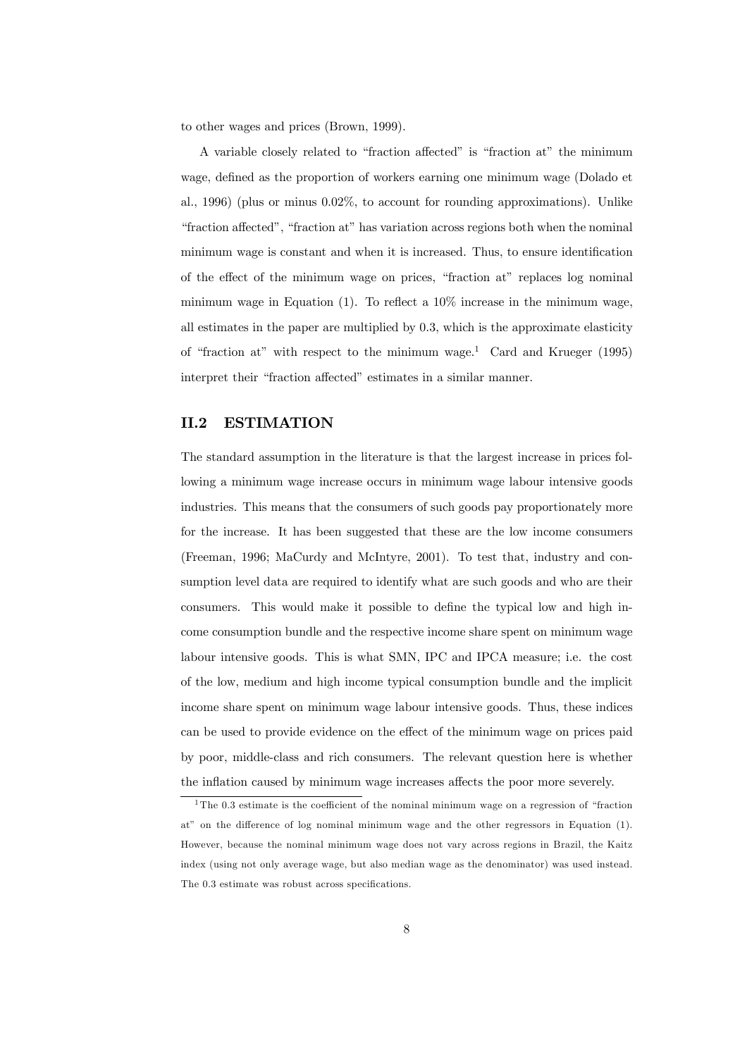to other wages and prices (Brown, 1999).

A variable closely related to "fraction affected" is "fraction at" the minimum wage, defined as the proportion of workers earning one minimum wage (Dolado et al., 1996) (plus or minus 0.02%, to account for rounding approximations). Unlike "fraction affected", "fraction at" has variation across regions both when the nominal minimum wage is constant and when it is increased. Thus, to ensure identification of the effect of the minimum wage on prices, "fraction at" replaces log nominal minimum wage in Equation (1). To reflect a 10% increase in the minimum wage, all estimates in the paper are multiplied by 0.3, which is the approximate elasticity of "fraction at" with respect to the minimum wage.[1] Card and Krueger (1995) interpret their "fraction affected" estimates in a similar manner.

## II.2 ESTIMATION

The standard assumption in the literature is that the largest increase in prices following a minimum wage increase occurs in minimum wage labour intensive goods industries. This means that the consumers of such goods pay proportionately more for the increase. It has been suggested that these are the low income consumers (Freeman, 1996; MaCurdy and McIntyre, 2001). To test that, industry and consumption level data are required to identify what are such goods and who are their consumers. This would make it possible to define the typical low and high income consumption bundle and the respective income share spent on minimum wage labour intensive goods. This is what SMN, IPC and IPCA measure; i.e. the cost of the low, medium and high income typical consumption bundle and the implicit income share spent on minimum wage labour intensive goods. Thus, these indices can be used to provide evidence on the effect of the minimum wage on prices paid by poor, middle-class and rich consumers. The relevant question here is whether the inflation caused by minimum wage increases affects the poor more severely.

[1] The 0.3 estimate is the coefficient of the nominal minimum wage on a regression of "fraction at" on the difference of log nominal minimum wage and the other regressors in Equation (1). However, because the nominal minimum wage does not vary across regions in Brazil, the Kaitz index (using not only average wage, but also median wage as the denominator) was used instead. The 0.3 estimate was robust across specifications.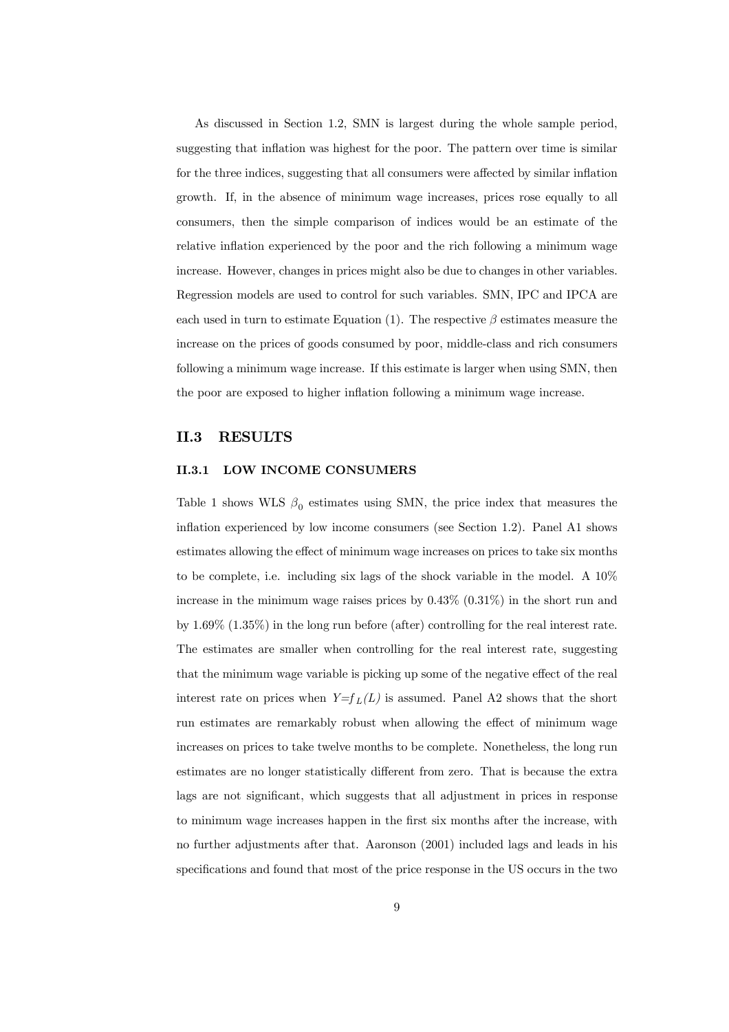As discussed in Section 1.2, SMN is largest during the whole sample period, suggesting that inflation was highest for the poor. The pattern over time is similar for the three indices, suggesting that all consumers were affected by similar inflation growth. If, in the absence of minimum wage increases, prices rose equally to all consumers, then the simple comparison of indices would be an estimate of the relative inflation experienced by the poor and the rich following a minimum wage increase. However, changes in prices might also be due to changes in other variables. Regression models are used to control for such variables. SMN, IPC and IPCA are each used in turn to estimate Equation (1). The respective $\beta$ estimates measure the increase on the prices of goods consumed by poor, middle-class and rich consumers following a minimum wage increase. If this estimate is larger when using SMN, then the poor are exposed to higher inflation following a minimum wage increase.

## II.3 RESULTS

### II.3.1 LOW INCOME CONSUMERS

Table 1 shows WLS $\beta_0$ estimates using SMN, the price index that measures the inflation experienced by low income consumers (see Section 1.2). Panel A1 shows estimates allowing the effect of minimum wage increases on prices to take six months to be complete, i.e. including six lags of the shock variable in the model. A 10% increase in the minimum wage raises prices by 0.43% (0.31%) in the short run and by 1.69% (1.35%) in the long run before (after) controlling for the real interest rate. The estimates are smaller when controlling for the real interest rate, suggesting that the minimum wage variable is picking up some of the negative effect of the real interest rate on prices when $Y{=}f_L(L)$ is assumed. Panel A2 shows that the short run estimates are remarkably robust when allowing the effect of minimum wage increases on prices to take twelve months to be complete. Nonetheless, the long run estimates are no longer statistically different from zero. That is because the extra lags are not significant, which suggests that all adjustment in prices in response to minimum wage increases happen in the first six months after the increase, with no further adjustments after that. Aaronson (2001) included lags and leads in his specifications and found that most of the price response in the US occurs in the two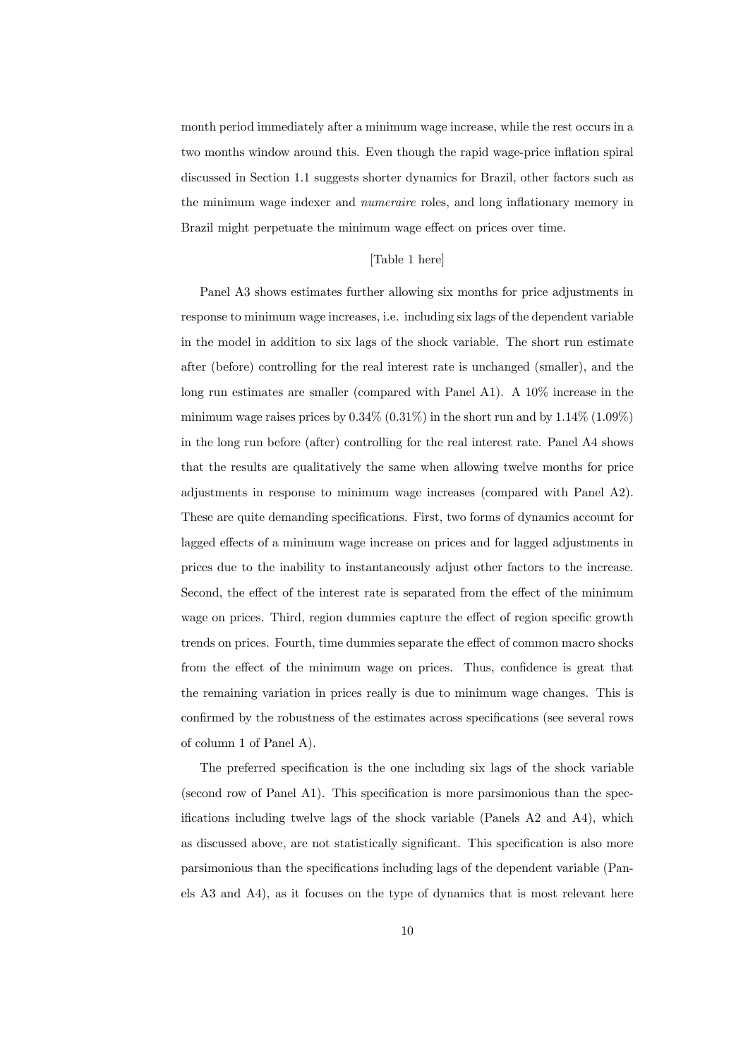month period immediately after a minimum wage increase, while the rest occurs in a two months window around this. Even though the rapid wage-price inflation spiral discussed in Section 1.1 suggests shorter dynamics for Brazil, other factors such as the minimum wage indexer and *numeraire* roles, and long inflationary memory in Brazil might perpetuate the minimum wage effect on prices over time.

[Table 1 here]

Panel A3 shows estimates further allowing six months for price adjustments in response to minimum wage increases, i.e. including six lags of the dependent variable in the model in addition to six lags of the shock variable. The short run estimate after (before) controlling for the real interest rate is unchanged (smaller), and the long run estimates are smaller (compared with Panel A1). A 10% increase in the minimum wage raises prices by 0.34% (0.31%) in the short run and by 1.14% (1.09%) in the long run before (after) controlling for the real interest rate. Panel A4 shows that the results are qualitatively the same when allowing twelve months for price adjustments in response to minimum wage increases (compared with Panel A2). These are quite demanding specifications. First, two forms of dynamics account for lagged effects of a minimum wage increase on prices and for lagged adjustments in prices due to the inability to instantaneously adjust other factors to the increase. Second, the effect of the interest rate is separated from the effect of the minimum wage on prices. Third, region dummies capture the effect of region specific growth trends on prices. Fourth, time dummies separate the effect of common macro shocks from the effect of the minimum wage on prices. Thus, confidence is great that the remaining variation in prices really is due to minimum wage changes. This is confirmed by the robustness of the estimates across specifications (see several rows of column 1 of Panel A).

The preferred specification is the one including six lags of the shock variable (second row of Panel A1). This specification is more parsimonious than the specifications including twelve lags of the shock variable (Panels A2 and A4), which as discussed above, are not statistically significant. This specification is also more parsimonious than the specifications including lags of the dependent variable (Panels A3 and A4), as it focuses on the type of dynamics that is most relevant here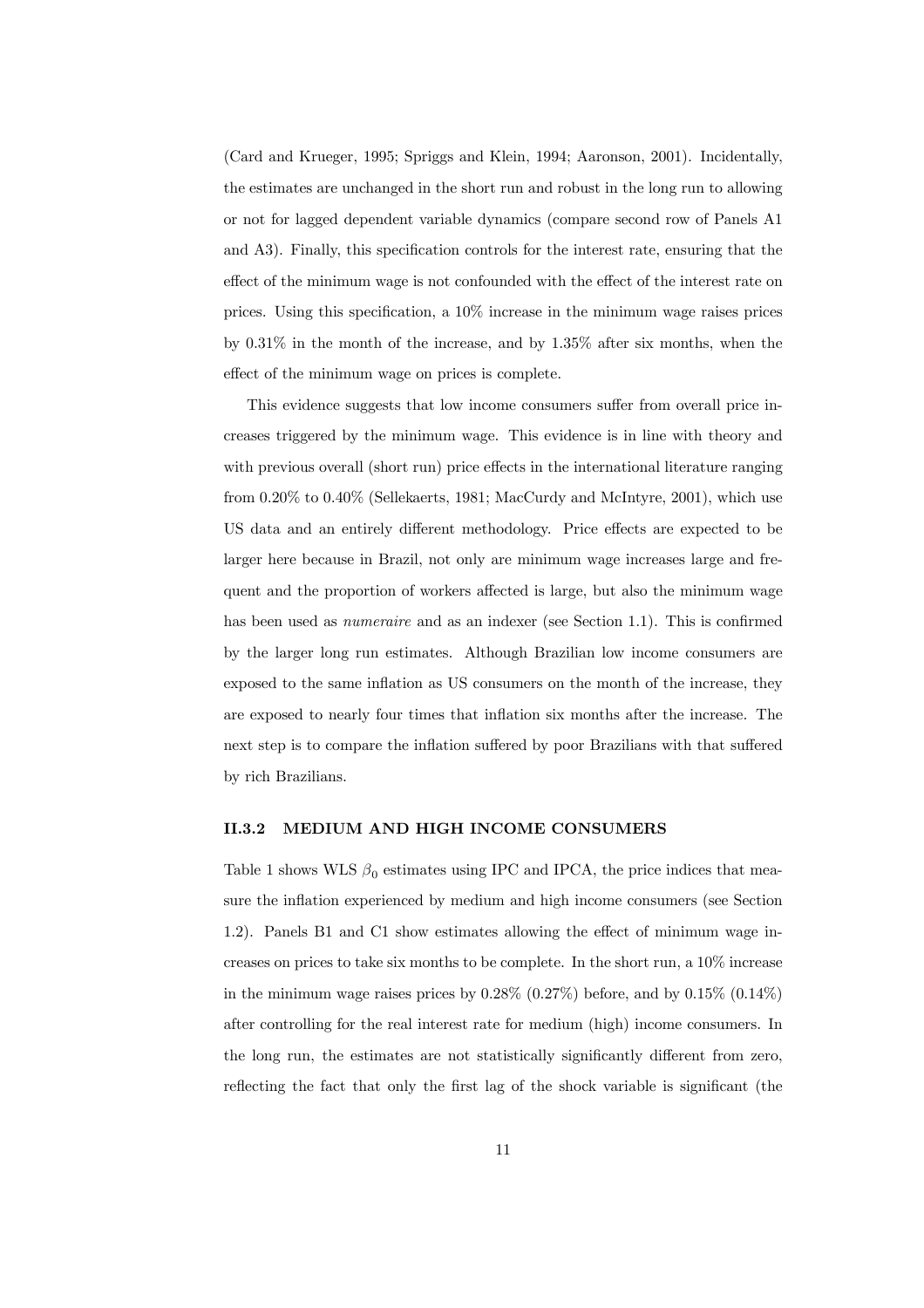(Card and Krueger, 1995; Spriggs and Klein, 1994; Aaronson, 2001). Incidentally, the estimates are unchanged in the short run and robust in the long run to allowing or not for lagged dependent variable dynamics (compare second row of Panels A1 and A3). Finally, this specification controls for the interest rate, ensuring that the effect of the minimum wage is not confounded with the effect of the interest rate on prices. Using this specification, a 10% increase in the minimum wage raises prices by 0.31% in the month of the increase, and by 1.35% after six months, when the effect of the minimum wage on prices is complete.

This evidence suggests that low income consumers suffer from overall price increases triggered by the minimum wage. This evidence is in line with theory and with previous overall (short run) price effects in the international literature ranging from 0.20% to 0.40% (Sellekaerts, 1981; MacCurdy and McIntyre, 2001), which use US data and an entirely different methodology. Price effects are expected to be larger here because in Brazil, not only are minimum wage increases large and frequent and the proportion of workers affected is large, but also the minimum wage has been used as *numeraire* and as an indexer (see Section 1.1). This is confirmed by the larger long run estimates. Although Brazilian low income consumers are exposed to the same inflation as US consumers on the month of the increase, they are exposed to nearly four times that inflation six months after the increase. The next step is to compare the inflation suffered by poor Brazilians with that suffered by rich Brazilians.

### II.3.2 MEDIUM AND HIGH INCOME CONSUMERS

Table 1 shows WLS $\beta_0$ estimates using IPC and IPCA, the price indices that measure the inflation experienced by medium and high income consumers (see Section 1.2). Panels B1 and C1 show estimates allowing the effect of minimum wage increases on prices to take six months to be complete. In the short run, a 10% increase in the minimum wage raises prices by 0.28% (0.27%) before, and by 0.15% (0.14%) after controlling for the real interest rate for medium (high) income consumers. In the long run, the estimates are not statistically significantly different from zero, reflecting the fact that only the first lag of the shock variable is significant (the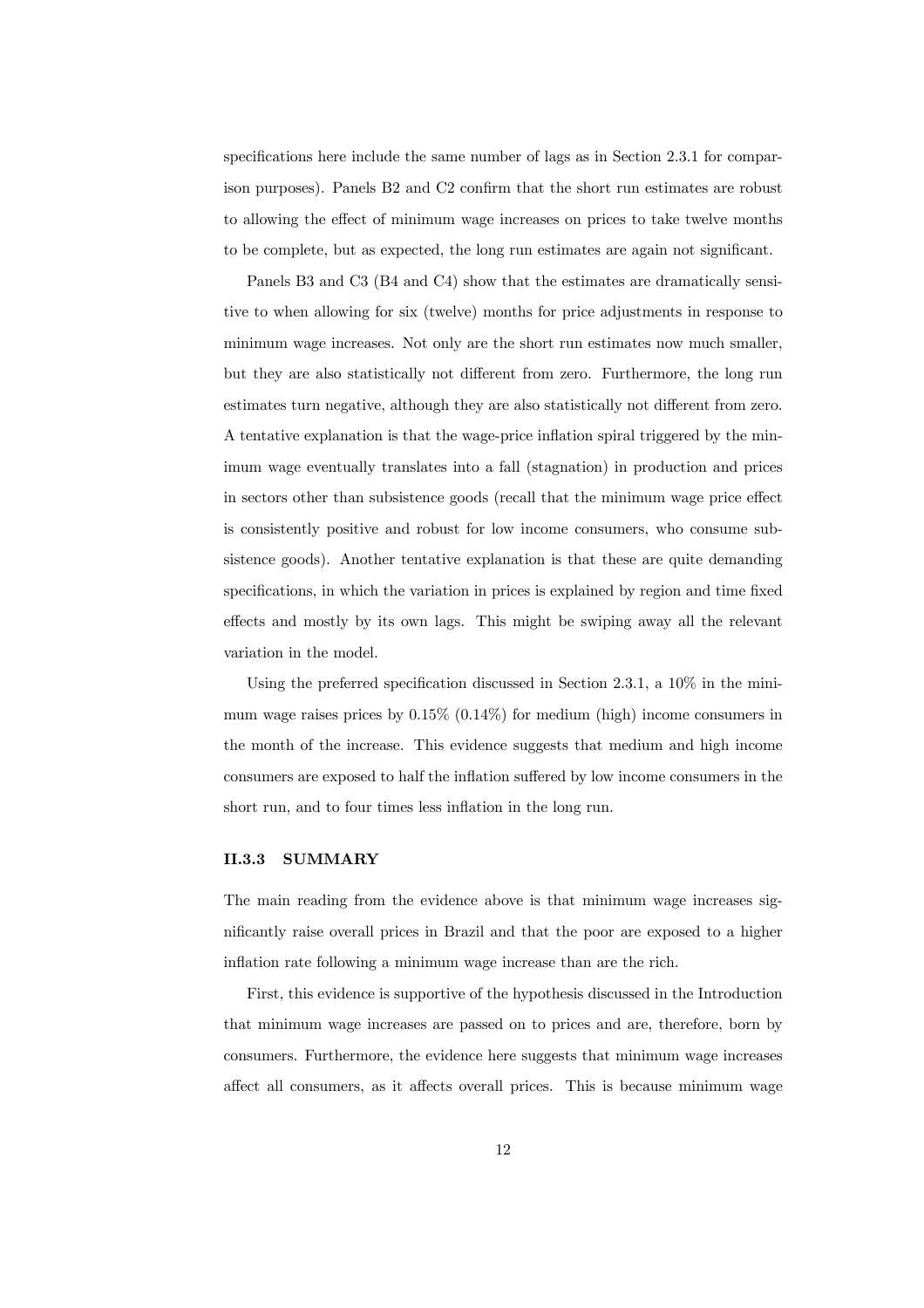specifications here include the same number of lags as in Section 2.3.1 for comparison purposes). Panels B2 and C2 confirm that the short run estimates are robust to allowing the effect of minimum wage increases on prices to take twelve months to be complete, but as expected, the long run estimates are again not significant.

Panels B3 and C3 (B4 and C4) show that the estimates are dramatically sensitive to when allowing for six (twelve) months for price adjustments in response to minimum wage increases. Not only are the short run estimates now much smaller, but they are also statistically not different from zero. Furthermore, the long run estimates turn negative, although they are also statistically not different from zero. A tentative explanation is that the wage-price inflation spiral triggered by the minimum wage eventually translates into a fall (stagnation) in production and prices in sectors other than subsistence goods (recall that the minimum wage price effect is consistently positive and robust for low income consumers, who consume subsistence goods). Another tentative explanation is that these are quite demanding specifications, in which the variation in prices is explained by region and time fixed effects and mostly by its own lags. This might be swiping away all the relevant variation in the model.

Using the preferred specification discussed in Section 2.3.1, a 10% in the minimum wage raises prices by 0.15% (0.14%) for medium (high) income consumers in the month of the increase. This evidence suggests that medium and high income consumers are exposed to half the inflation suffered by low income consumers in the short run, and to four times less inflation in the long run.

### II.3.3 SUMMARY

The main reading from the evidence above is that minimum wage increases significantly raise overall prices in Brazil and that the poor are exposed to a higher inflation rate following a minimum wage increase than are the rich.

First, this evidence is supportive of the hypothesis discussed in the Introduction that minimum wage increases are passed on to prices and are, therefore, born by consumers. Furthermore, the evidence here suggests that minimum wage increases affect all consumers, as it affects overall prices. This is because minimum wage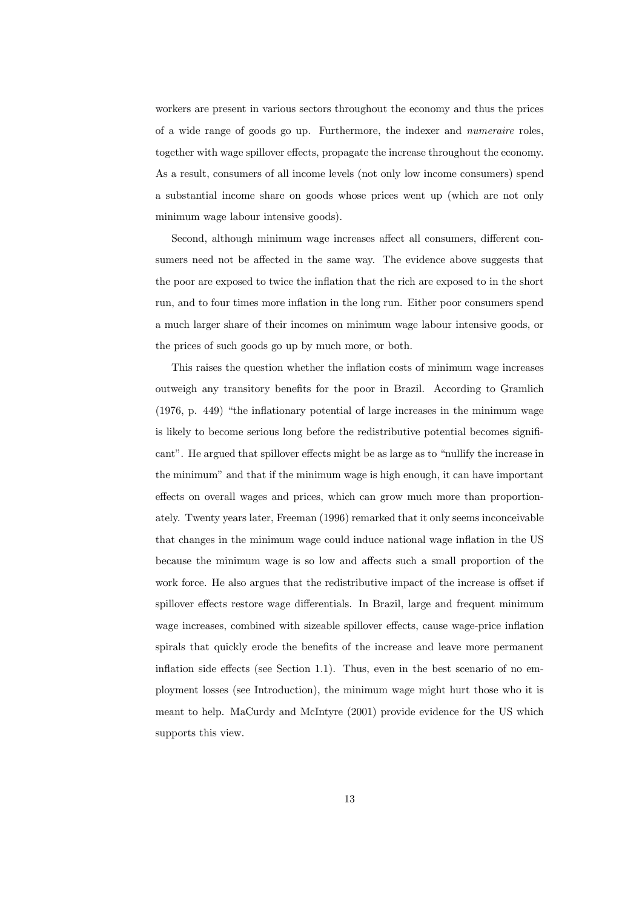workers are present in various sectors throughout the economy and thus the prices of a wide range of goods go up. Furthermore, the indexer and *numeraire* roles, together with wage spillover effects, propagate the increase throughout the economy. As a result, consumers of all income levels (not only low income consumers) spend a substantial income share on goods whose prices went up (which are not only minimum wage labour intensive goods).

Second, although minimum wage increases affect all consumers, different consumers need not be affected in the same way. The evidence above suggests that the poor are exposed to twice the inflation that the rich are exposed to in the short run, and to four times more inflation in the long run. Either poor consumers spend a much larger share of their incomes on minimum wage labour intensive goods, or the prices of such goods go up by much more, or both.

This raises the question whether the inflation costs of minimum wage increases outweigh any transitory benefits for the poor in Brazil. According to Gramlich (1976, p. 449) "the inflationary potential of large increases in the minimum wage is likely to become serious long before the redistributive potential becomes significant". He argued that spillover effects might be as large as to "nullify the increase in the minimum" and that if the minimum wage is high enough, it can have important effects on overall wages and prices, which can grow much more than proportionately. Twenty years later, Freeman (1996) remarked that it only seems inconceivable that changes in the minimum wage could induce national wage inflation in the US because the minimum wage is so low and affects such a small proportion of the work force. He also argues that the redistributive impact of the increase is offset if spillover effects restore wage differentials. In Brazil, large and frequent minimum wage increases, combined with sizeable spillover effects, cause wage-price inflation spirals that quickly erode the benefits of the increase and leave more permanent inflation side effects (see Section 1.1). Thus, even in the best scenario of no employment losses (see Introduction), the minimum wage might hurt those who it is meant to help. MaCurdy and McIntyre (2001) provide evidence for the US which supports this view.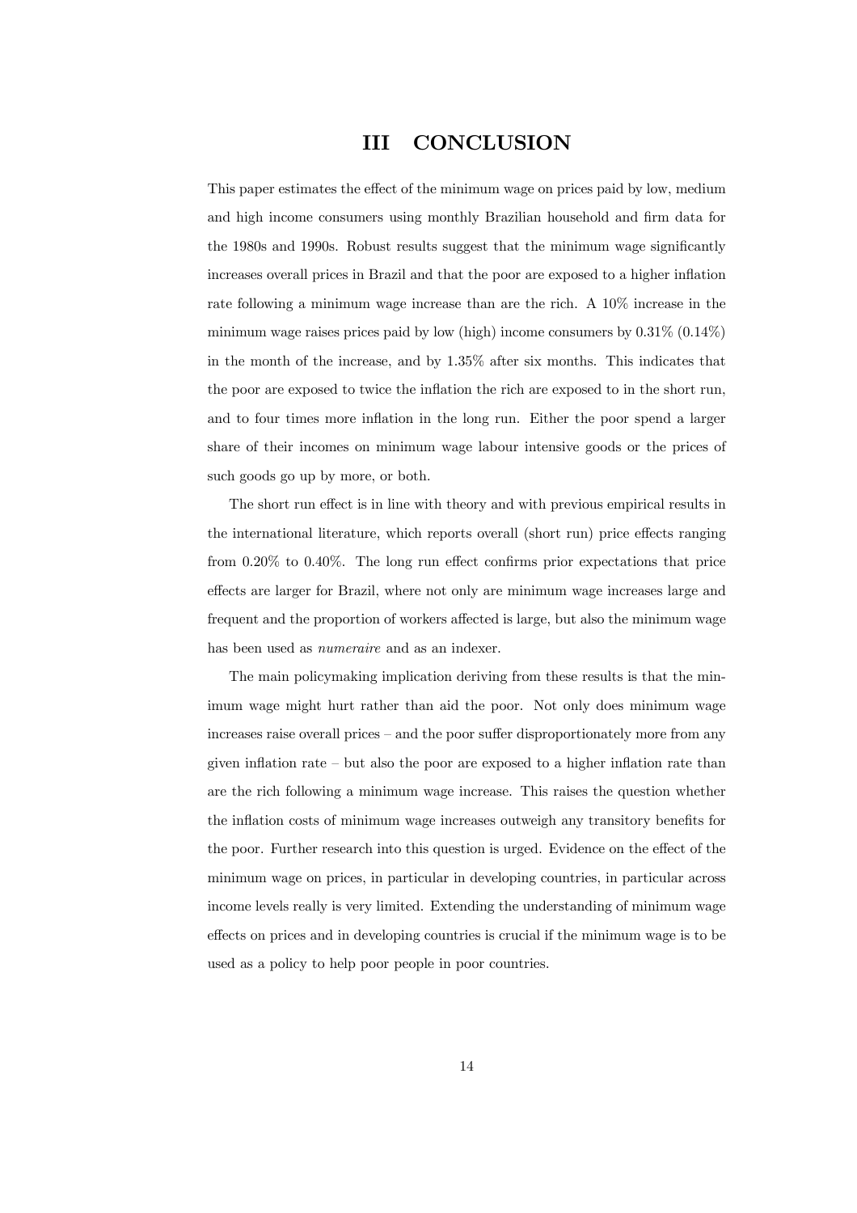# III CONCLUSION

This paper estimates the effect of the minimum wage on prices paid by low, medium and high income consumers using monthly Brazilian household and firm data for the 1980s and 1990s. Robust results suggest that the minimum wage significantly increases overall prices in Brazil and that the poor are exposed to a higher inflation rate following a minimum wage increase than are the rich. A 10% increase in the minimum wage raises prices paid by low (high) income consumers by 0.31% (0.14%) in the month of the increase, and by 1.35% after six months. This indicates that the poor are exposed to twice the inflation the rich are exposed to in the short run, and to four times more inflation in the long run. Either the poor spend a larger share of their incomes on minimum wage labour intensive goods or the prices of such goods go up by more, or both.

The short run effect is in line with theory and with previous empirical results in the international literature, which reports overall (short run) price effects ranging from 0.20% to 0.40%. The long run effect confirms prior expectations that price effects are larger for Brazil, where not only are minimum wage increases large and frequent and the proportion of workers affected is large, but also the minimum wage has been used as *numeraire* and as an indexer.

The main policymaking implication deriving from these results is that the minimum wage might hurt rather than aid the poor. Not only does minimum wage increases raise overall prices – and the poor suffer disproportionately more from any given inflation rate – but also the poor are exposed to a higher inflation rate than are the rich following a minimum wage increase. This raises the question whether the inflation costs of minimum wage increases outweigh any transitory benefits for the poor. Further research into this question is urged. Evidence on the effect of the minimum wage on prices, in particular in developing countries, in particular across income levels really is very limited. Extending the understanding of minimum wage effects on prices and in developing countries is crucial if the minimum wage is to be used as a policy to help poor people in poor countries.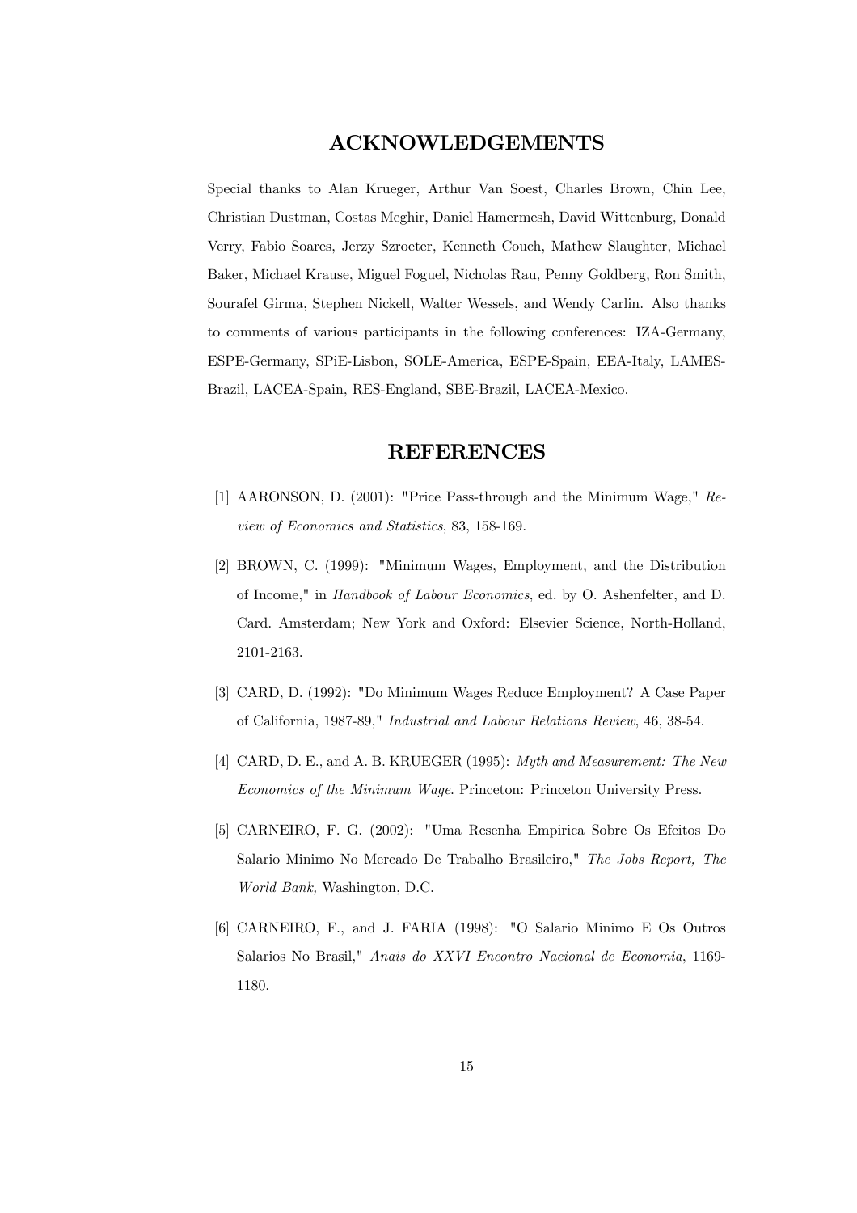## ACKNOWLEDGEMENTS

Special thanks to Alan Krueger, Arthur Van Soest, Charles Brown, Chin Lee, Christian Dustman, Costas Meghir, Daniel Hamermesh, David Wittenburg, Donald Verry, Fabio Soares, Jerzy Szroeter, Kenneth Couch, Mathew Slaughter, Michael Baker, Michael Krause, Miguel Foguel, Nicholas Rau, Penny Goldberg, Ron Smith, Sourafel Girma, Stephen Nickell, Walter Wessels, and Wendy Carlin. Also thanks to comments of various participants in the following conferences: IZA-Germany, ESPE-Germany, SPiE-Lisbon, SOLE-America, ESPE-Spain, EEA-Italy, LAMES-Brazil, LACEA-Spain, RES-England, SBE-Brazil, LACEA-Mexico.

## REFERENCES

[1] AARONSON, D. (2001): "Price Pass-through and the Minimum Wage," *Review of Economics and Statistics*, 83, 158-169.

[2] BROWN, C. (1999): "Minimum Wages, Employment, and the Distribution of Income," in *Handbook of Labour Economics*, ed. by O. Ashenfelter, and D. Card. Amsterdam; New York and Oxford: Elsevier Science, North-Holland, 2101-2163.

[3] CARD, D. (1992): "Do Minimum Wages Reduce Employment? A Case Paper of California, 1987-89," *Industrial and Labour Relations Review*, 46, 38-54.

[4] CARD, D. E., and A. B. KRUEGER (1995): *Myth and Measurement: The New Economics of the Minimum Wage*. Princeton: Princeton University Press.

[5] CARNEIRO, F. G. (2002): "Uma Resenha Empirica Sobre Os Efeitos Do Salario Minimo No Mercado De Trabalho Brasileiro," *The Jobs Report, The World Bank*, Washington, D.C.

[6] CARNEIRO, F., and J. FARIA (1998): "O Salario Minimo E Os Outros Salarios No Brasil," *Anais do XXVI Encontro Nacional de Economia*, 1169-1180.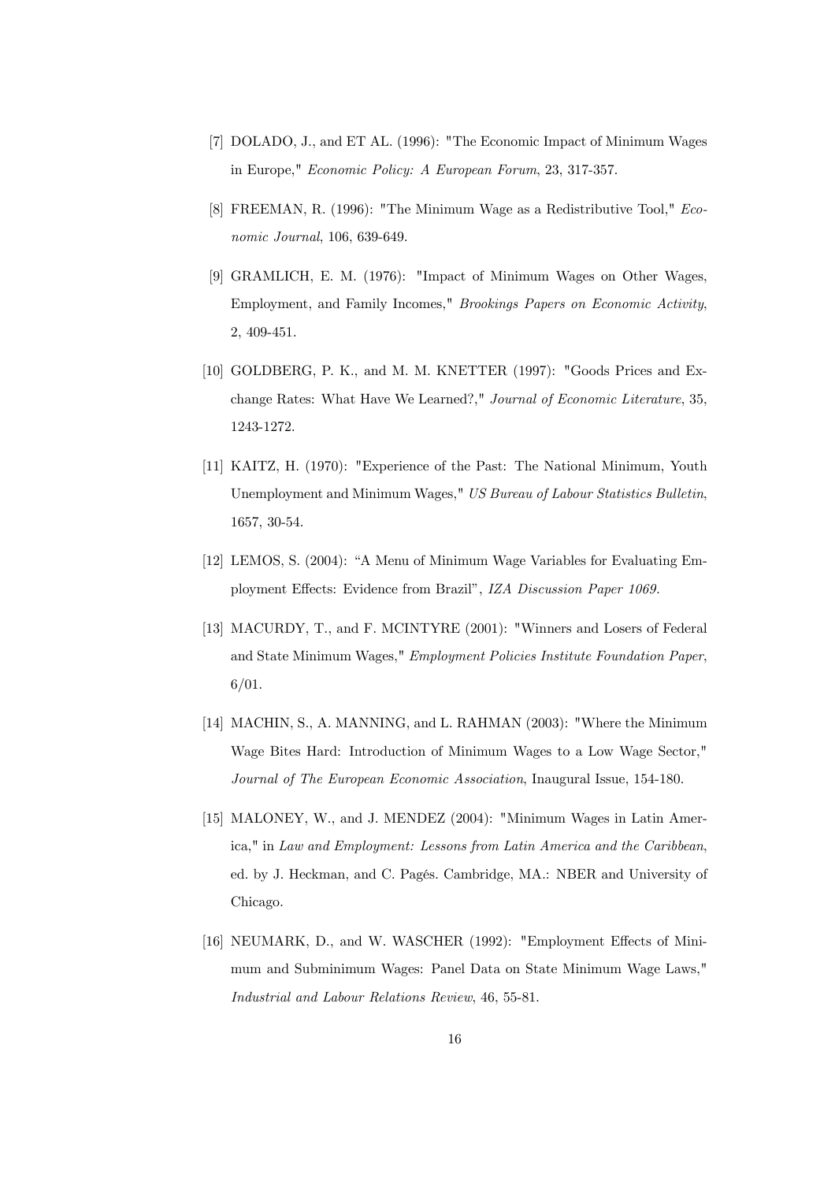[7] DOLADO, J., and ET AL. (1996): "The Economic Impact of Minimum Wages in Europe," *Economic Policy: A European Forum*, 23, 317-357.

[8] FREEMAN, R. (1996): "The Minimum Wage as a Redistributive Tool," *Economic Journal*, 106, 639-649.

[9] GRAMLICH, E. M. (1976): "Impact of Minimum Wages on Other Wages, Employment, and Family Incomes," *Brookings Papers on Economic Activity*, 2, 409-451.

[10] GOLDBERG, P. K., and M. M. KNETTER (1997): "Goods Prices and Exchange Rates: What Have We Learned?," *Journal of Economic Literature*, 35, 1243-1272.

[11] KAITZ, H. (1970): "Experience of the Past: The National Minimum, Youth Unemployment and Minimum Wages," *US Bureau of Labour Statistics Bulletin*, 1657, 30-54.

[12] LEMOS, S. (2004): "A Menu of Minimum Wage Variables for Evaluating Employment Effects: Evidence from Brazil", *IZA Discussion Paper 1069.*

[13] MACURDY, T., and F. MCINTYRE (2001): "Winners and Losers of Federal and State Minimum Wages," *Employment Policies Institute Foundation Paper*, 6/01.

[14] MACHIN, S., A. MANNING, and L. RAHMAN (2003): "Where the Minimum Wage Bites Hard: Introduction of Minimum Wages to a Low Wage Sector," *Journal of The European Economic Association*, Inaugural Issue, 154-180.

[15] MALONEY, W., and J. MENDEZ (2004): "Minimum Wages in Latin America," in *Law and Employment: Lessons from Latin America and the Caribbean*, ed. by J. Heckman, and C. Pagés. Cambridge, MA.: NBER and University of Chicago.

[16] NEUMARK, D., and W. WASCHER (1992): "Employment Effects of Minimum and Subminimum Wages: Panel Data on State Minimum Wage Laws," *Industrial and Labour Relations Review*, 46, 55-81.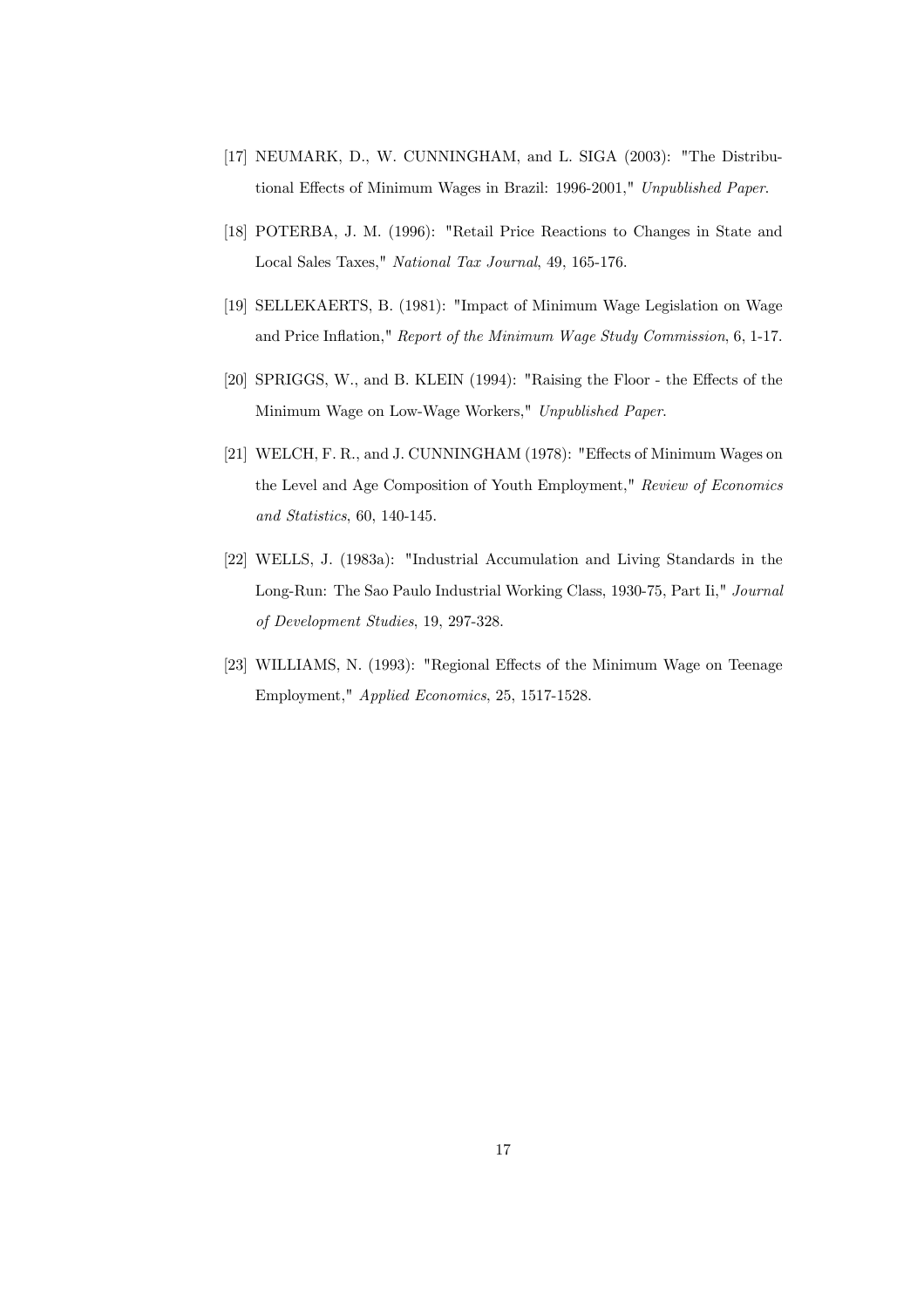[17] NEUMARK, D., W. CUNNINGHAM, and L. SIGA (2003): "The Distributional Effects of Minimum Wages in Brazil: 1996-2001," *Unpublished Paper*.

[18] POTERBA, J. M. (1996): "Retail Price Reactions to Changes in State and Local Sales Taxes," *National Tax Journal*, 49, 165-176.

[19] SELLEKAERTS, B. (1981): "Impact of Minimum Wage Legislation on Wage and Price Inflation," *Report of the Minimum Wage Study Commission*, 6, 1-17.

[20] SPRIGGS, W., and B. KLEIN (1994): "Raising the Floor - the Effects of the Minimum Wage on Low-Wage Workers," *Unpublished Paper*.

[21] WELCH, F. R., and J. CUNNINGHAM (1978): "Effects of Minimum Wages on the Level and Age Composition of Youth Employment," *Review of Economics and Statistics*, 60, 140-145.

[22] WELLS, J. (1983a): "Industrial Accumulation and Living Standards in the Long-Run: The Sao Paulo Industrial Working Class, 1930-75, Part Ii," *Journal of Development Studies*, 19, 297-328.

[23] WILLIAMS, N. (1993): "Regional Effects of the Minimum Wage on Teenage Employment," *Applied Economics*, 25, 1517-1528.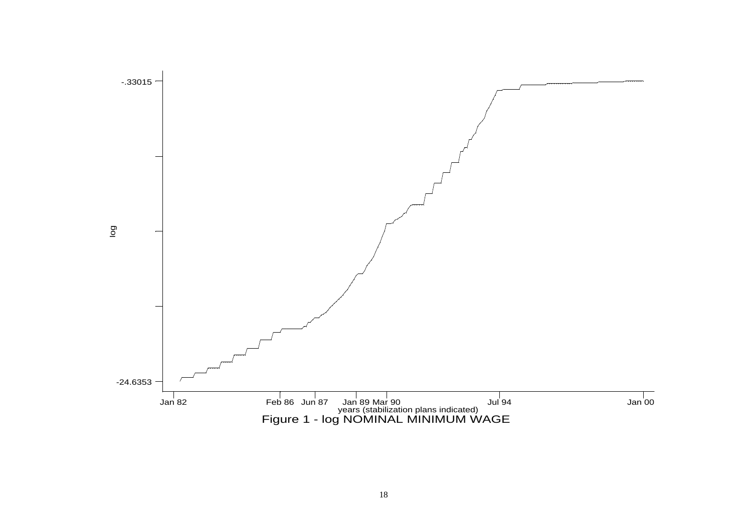Figure 1 - log NOMINAL MINIMUM WAGE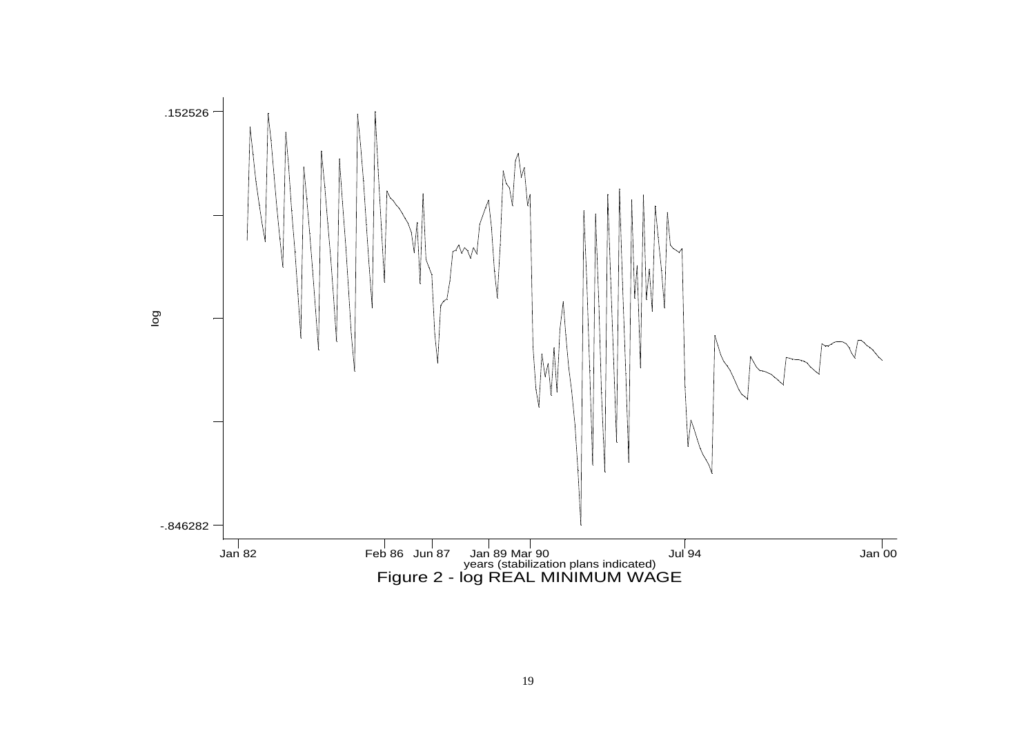log

.152526

-.846282

Jan 82 | Feb 86 | Jun 87 | Jan 89 | Mar 90 | Jul 94 | Jan 00

years (stabilization plans indicated)

Figure 2 - log REAL MINIMUM WAGE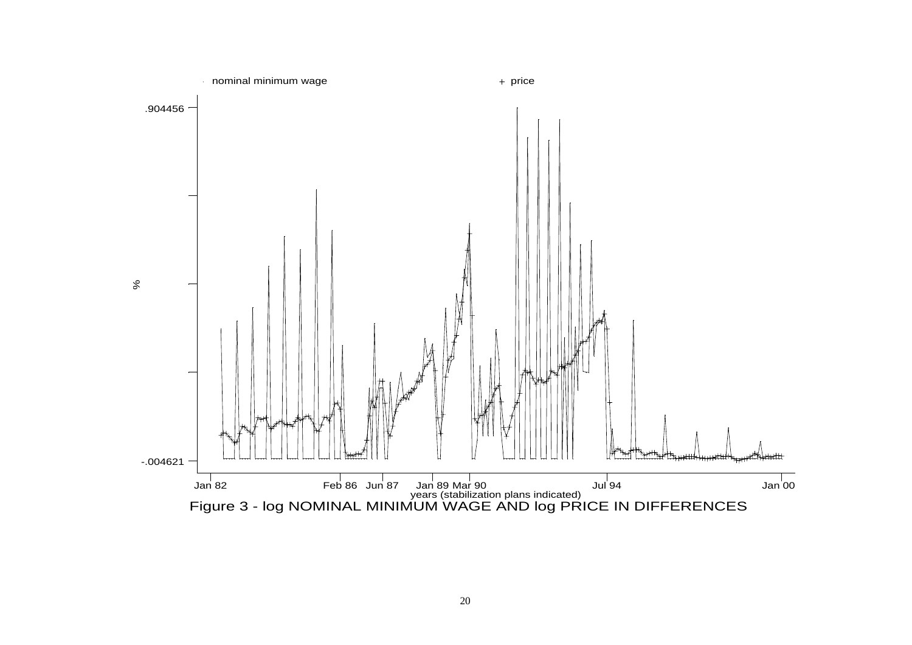Figure 3 - log NOMINAL MINIMUM WAGE AND log PRICE IN DIFFERENCES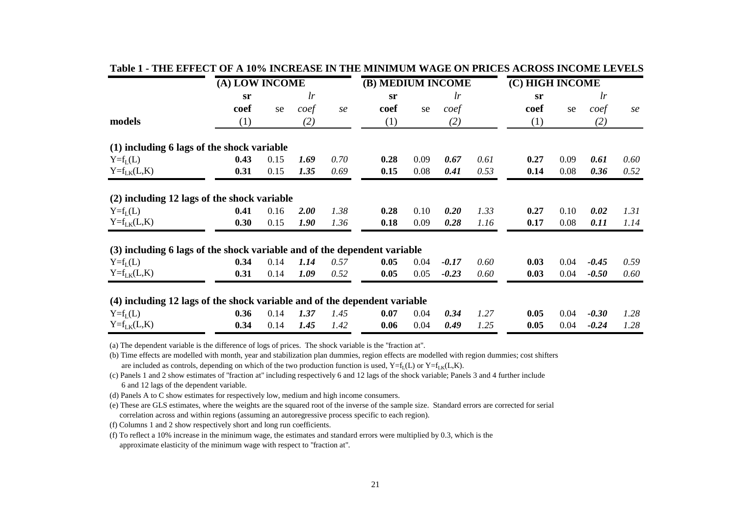**Table 1 - THE EFFECT OF A 10% INCREASE IN THE MINIMUM WAGE ON PRICES ACROSS INCOME LEVELS**

| | (A) LOW INCOME | | | | (B) MEDIUM INCOME | | | | (C) HIGH INCOME | | | |
|---|---|---|---|---|---|---|---|---|---|---|---|---|
| | **sr** | | *lr* | | **sr** | | *lr* | | **sr** | | *lr* | |
| | **coef** | se | *coef* | *se* | **coef** | se | *coef* | *se* | **coef** | se | *coef* | *se* |
| **models** | (1) | | *(2)* | | (1) | | *(2)* | | (1) | | *(2)* | |
| **(1) including 6 lags of the shock variable** | | | | | | | | | | | | |
| $Y=f_L(L)$ | **0.43** | 0.15 | ***1.69*** | *0.70* | **0.28** | 0.09 | ***0.67*** | *0.61* | **0.27** | 0.09 | ***0.61*** | *0.60* |
| $Y=f_{LK}(L,K)$ | **0.31** | 0.15 | ***1.35*** | *0.69* | **0.15** | 0.08 | ***0.41*** | *0.53* | **0.14** | 0.08 | ***0.36*** | *0.52* |
| **(2) including 12 lags of the shock variable** | | | | | | | | | | | | |
| $Y=f_L(L)$ | **0.41** | 0.16 | ***2.00*** | *1.38* | **0.28** | 0.10 | ***0.20*** | *1.33* | **0.27** | 0.10 | ***0.02*** | *1.31* |
| $Y=f_{LK}(L,K)$ | **0.30** | 0.15 | ***1.90*** | *1.36* | **0.18** | 0.09 | ***0.28*** | *1.16* | **0.17** | 0.08 | ***0.11*** | *1.14* |
| **(3) including 6 lags of the shock variable and of the dependent variable** | | | | | | | | | | | | |
| $Y=f_L(L)$ | **0.34** | 0.14 | ***1.14*** | *0.57* | **0.05** | 0.04 | ***-0.17*** | *0.60* | **0.03** | 0.04 | ***-0.45*** | *0.59* |
| $Y=f_{LK}(L,K)$ | **0.31** | 0.14 | ***1.09*** | *0.52* | **0.05** | 0.05 | ***-0.23*** | *0.60* | **0.03** | 0.04 | ***-0.50*** | *0.60* |
| **(4) including 12 lags of the shock variable and of the dependent variable** | | | | | | | | | | | | |
| $Y=f_L(L)$ | **0.36** | 0.14 | ***1.37*** | *1.45* | **0.07** | 0.04 | ***0.34*** | *1.27* | **0.05** | 0.04 | ***-0.30*** | *1.28* |
| $Y=f_{LK}(L,K)$ | **0.34** | 0.14 | ***1.45*** | *1.42* | **0.06** | 0.04 | ***0.49*** | *1.25* | **0.05** | 0.04 | ***-0.24*** | *1.28* |

(a) The dependent variable is the difference of logs of prices. The shock variable is the "fraction at".

(b) Time effects are modelled with month, year and stabilization plan dummies, region effects are modelled with region dummies; cost shifters are included as controls, depending on which of the two production function is used, $Y=f_L(L)$ or $Y=f_{LK}(L,K)$.

(c) Panels 1 and 2 show estimates of "fraction at" including respectively 6 and 12 lags of the shock variable; Panels 3 and 4 further include 6 and 12 lags of the dependent variable.

(d) Panels A to C show estimates for respectively low, medium and high income consumers.

(e) These are GLS estimates, where the weights are the squared root of the inverse of the sample size. Standard errors are corrected for serial correlation across and within regions (assuming an autoregressive process specific to each region).

(f) Columns 1 and 2 show respectively short and long run coefficients.

(f) To reflect a 10% increase in the minimum wage, the estimates and standard errors were multiplied by 0.3, which is the approximate elasticity of the minimum wage with respect to "fraction at".